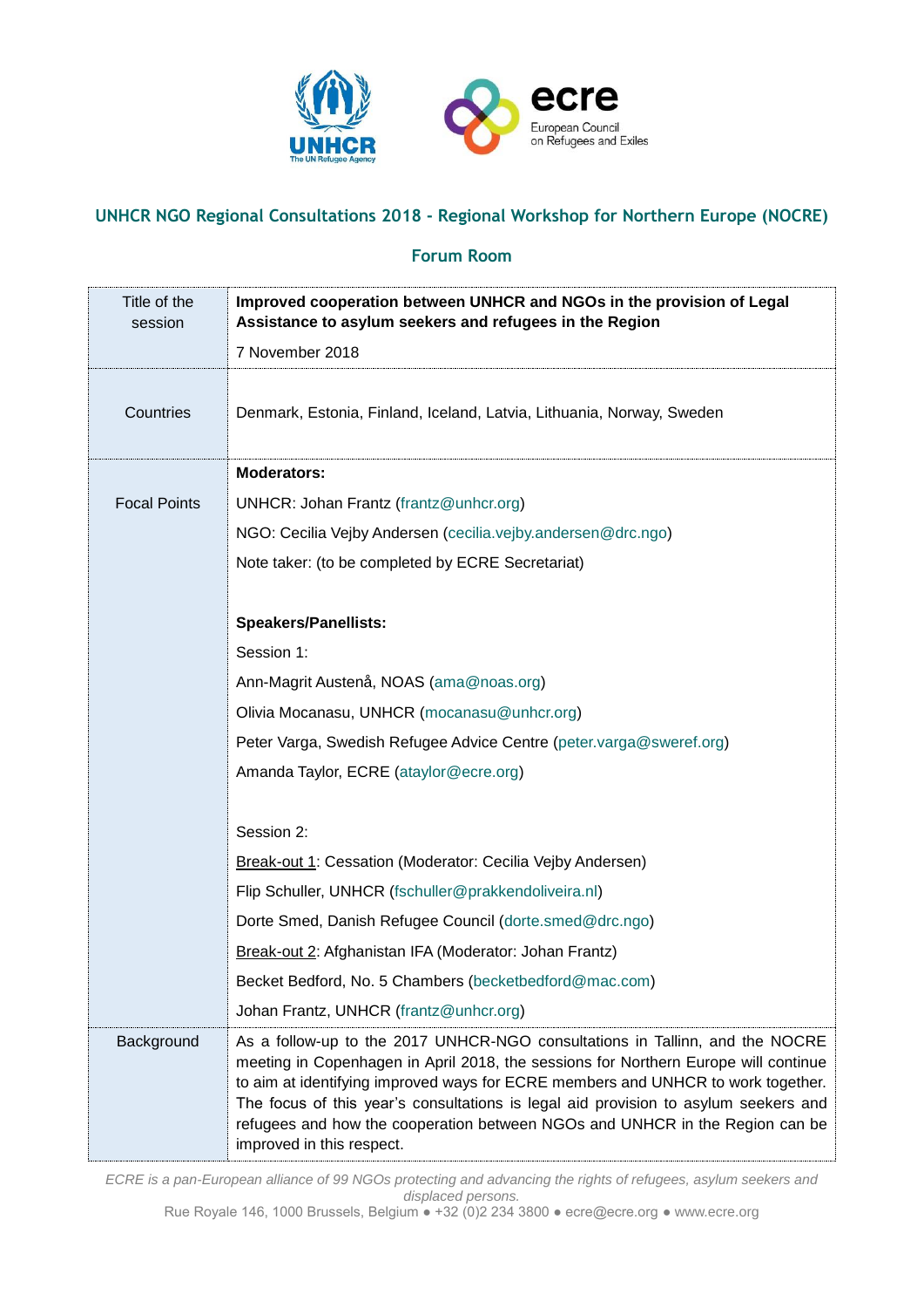## UNHCR NGO Regional Consultations 2018 - Regional Workshop for Northern Europe (NOCRE)

### Forum Room

| | |
|---|---|
| Title of the session | **Improved cooperation between UNHCR and NGOs in the provision of Legal Assistance to asylum seekers and refugees in the Region**<br><br>7 November 2018 |
| Countries | Denmark, Estonia, Finland, Iceland, Latvia, Lithuania, Norway, Sweden |
| Focal Points | **Moderators:**<br><br>UNHCR: Johan Frantz (frantz@unhcr.org)<br><br>NGO: Cecilia Vejby Andersen (cecilia.vejby.andersen@drc.ngo)<br><br>Note taker: (to be completed by ECRE Secretariat)<br><br>**Speakers/Panellists:**<br><br>Session 1:<br><br>Ann-Magrit Austenå, NOAS (ama@noas.org)<br><br>Olivia Mocanasu, UNHCR (mocanasu@unhcr.org)<br><br>Peter Varga, Swedish Refugee Advice Centre (peter.varga@sweref.org)<br><br>Amanda Taylor, ECRE (ataylor@ecre.org)<br><br>Session 2:<br><br>Break-out 1: Cessation (Moderator: Cecilia Vejby Andersen)<br><br>Flip Schuller, UNHCR (fschuller@prakkendoliveira.nl)<br><br>Dorte Smed, Danish Refugee Council (dorte.smed@drc.ngo)<br><br>Break-out 2: Afghanistan IFA (Moderator: Johan Frantz)<br><br>Becket Bedford, No. 5 Chambers (becketbedford@mac.com)<br><br>Johan Frantz, UNHCR (frantz@unhcr.org) |
| Background | As a follow-up to the 2017 UNHCR-NGO consultations in Tallinn, and the NOCRE meeting in Copenhagen in April 2018, the sessions for Northern Europe will continue to aim at identifying improved ways for ECRE members and UNHCR to work together. The focus of this year's consultations is legal aid provision to asylum seekers and refugees and how the cooperation between NGOs and UNHCR in the Region can be improved in this respect. |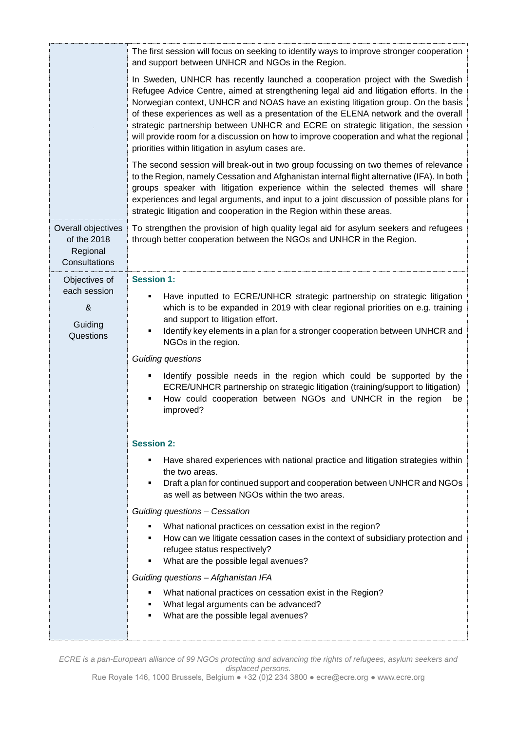| | |
|---|---|
| | The first session will focus on seeking to identify ways to improve stronger cooperation and support between UNHCR and NGOs in the Region.<br><br>In Sweden, UNHCR has recently launched a cooperation project with the Swedish Refugee Advice Centre, aimed at strengthening legal aid and litigation efforts. In the Norwegian context, UNHCR and NOAS have an existing litigation group. On the basis of these experiences as well as a presentation of the ELENA network and the overall strategic partnership between UNHCR and ECRE on strategic litigation, the session will provide room for a discussion on how to improve cooperation and what the regional priorities within litigation in asylum cases are.<br><br>The second session will break-out in two group focussing on two themes of relevance to the Region, namely Cessation and Afghanistan internal flight alternative (IFA). In both groups speaker with litigation experience within the selected themes will share experiences and legal arguments, and input to a joint discussion of possible plans for strategic litigation and cooperation in the Region within these areas. |
| Overall objectives of the 2018 Regional Consultations | To strengthen the provision of high quality legal aid for asylum seekers and refugees through better cooperation between the NGOs and UNHCR in the Region. |
| Objectives of each session & Guiding Questions | **Session 1:**<br>▪ Have inputted to ECRE/UNHCR strategic partnership on strategic litigation which is to be expanded in 2019 with clear regional priorities on e.g. training and support to litigation effort.<br>▪ Identify key elements in a plan for a stronger cooperation between UNHCR and NGOs in the region.<br><br>*Guiding questions*<br>▪ Identify possible needs in the region which could be supported by the ECRE/UNHCR partnership on strategic litigation (training/support to litigation)<br>▪ How could cooperation between NGOs and UNHCR in the region be improved?<br><br>**Session 2:**<br>▪ Have shared experiences with national practice and litigation strategies within the two areas.<br>▪ Draft a plan for continued support and cooperation between UNHCR and NGOs as well as between NGOs within the two areas.<br><br>*Guiding questions – Cessation*<br>▪ What national practices on cessation exist in the region?<br>▪ How can we litigate cessation cases in the context of subsidiary protection and refugee status respectively?<br>▪ What are the possible legal avenues?<br><br>*Guiding questions – Afghanistan IFA*<br>▪ What national practices on cessation exist in the Region?<br>▪ What legal arguments can be advanced?<br>▪ What are the possible legal avenues? |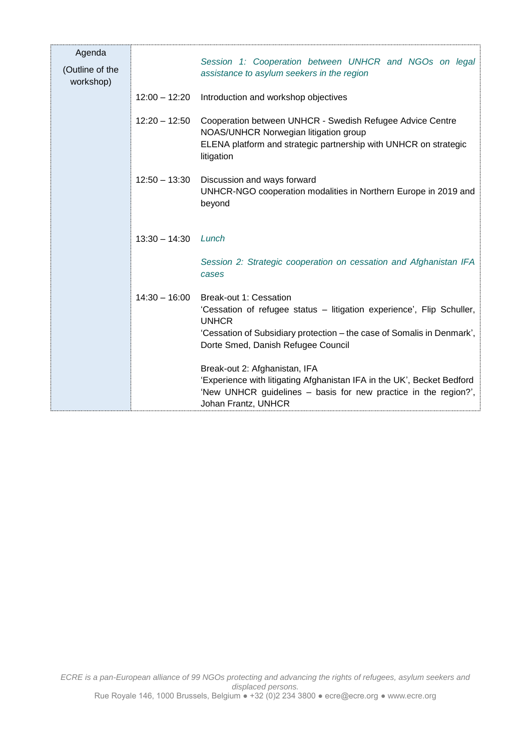| | | |
|---|---|---|
| Agenda<br><br>(Outline of the workshop) | | *Session 1: Cooperation between UNHCR and NGOs on legal assistance to asylum seekers in the region* |
| | 12:00 – 12:20 | Introduction and workshop objectives |
| | 12:20 – 12:50 | Cooperation between UNHCR - Swedish Refugee Advice Centre<br>NOAS/UNHCR Norwegian litigation group<br>ELENA platform and strategic partnership with UNHCR on strategic litigation |
| | 12:50 – 13:30 | Discussion and ways forward<br>UNHCR-NGO cooperation modalities in Northern Europe in 2019 and beyond |
| | 13:30 – 14:30 | *Lunch* |
| | | *Session 2: Strategic cooperation on cessation and Afghanistan IFA cases* |
| | 14:30 – 16:00 | Break-out 1: Cessation<br>'Cessation of refugee status – litigation experience', Flip Schuller, UNHCR<br>'Cessation of Subsidiary protection – the case of Somalis in Denmark', Dorte Smed, Danish Refugee Council<br><br>Break-out 2: Afghanistan, IFA<br>'Experience with litigating Afghanistan IFA in the UK', Becket Bedford<br>'New UNHCR guidelines – basis for new practice in the region?', Johan Frantz, UNHCR |

*ECRE is a pan-European alliance of 99 NGOs protecting and advancing the rights of refugees, asylum seekers and displaced persons.*
Rue Royale 146, 1000 Brussels, Belgium ● +32 (0)2 234 3800 ● ecre@ecre.org ● www.ecre.org